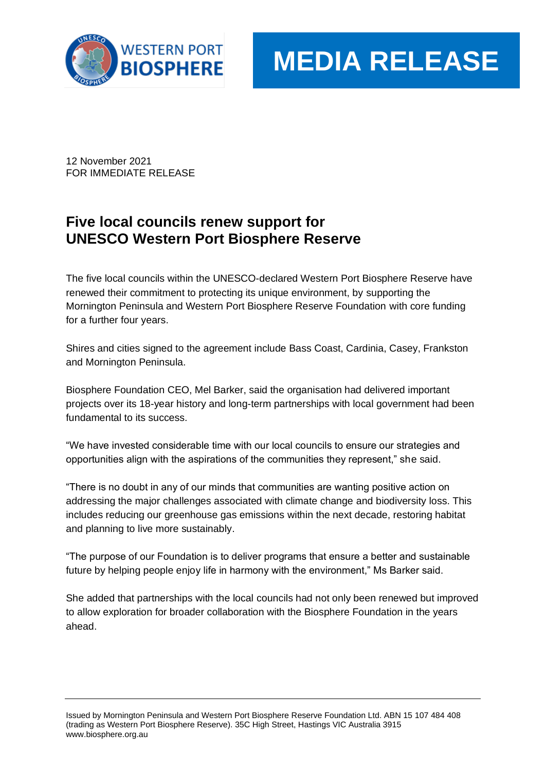WESTERN PORT BIOSPHERE

# MEDIA RELEASE

12 November 2021
FOR IMMEDIATE RELEASE

## Five local councils renew support for UNESCO Western Port Biosphere Reserve

The five local councils within the UNESCO-declared Western Port Biosphere Reserve have renewed their commitment to protecting its unique environment, by supporting the Mornington Peninsula and Western Port Biosphere Reserve Foundation with core funding for a further four years.

Shires and cities signed to the agreement include Bass Coast, Cardinia, Casey, Frankston and Mornington Peninsula.

Biosphere Foundation CEO, Mel Barker, said the organisation had delivered important projects over its 18-year history and long-term partnerships with local government had been fundamental to its success.

"We have invested considerable time with our local councils to ensure our strategies and opportunities align with the aspirations of the communities they represent," she said.

"There is no doubt in any of our minds that communities are wanting positive action on addressing the major challenges associated with climate change and biodiversity loss. This includes reducing our greenhouse gas emissions within the next decade, restoring habitat and planning to live more sustainably.

"The purpose of our Foundation is to deliver programs that ensure a better and sustainable future by helping people enjoy life in harmony with the environment," Ms Barker said.

She added that partnerships with the local councils had not only been renewed but improved to allow exploration for broader collaboration with the Biosphere Foundation in the years ahead.

---

Issued by Mornington Peninsula and Western Port Biosphere Reserve Foundation Ltd. ABN 15 107 484 408 (trading as Western Port Biosphere Reserve). 35C High Street, Hastings VIC Australia 3915
www.biosphere.org.au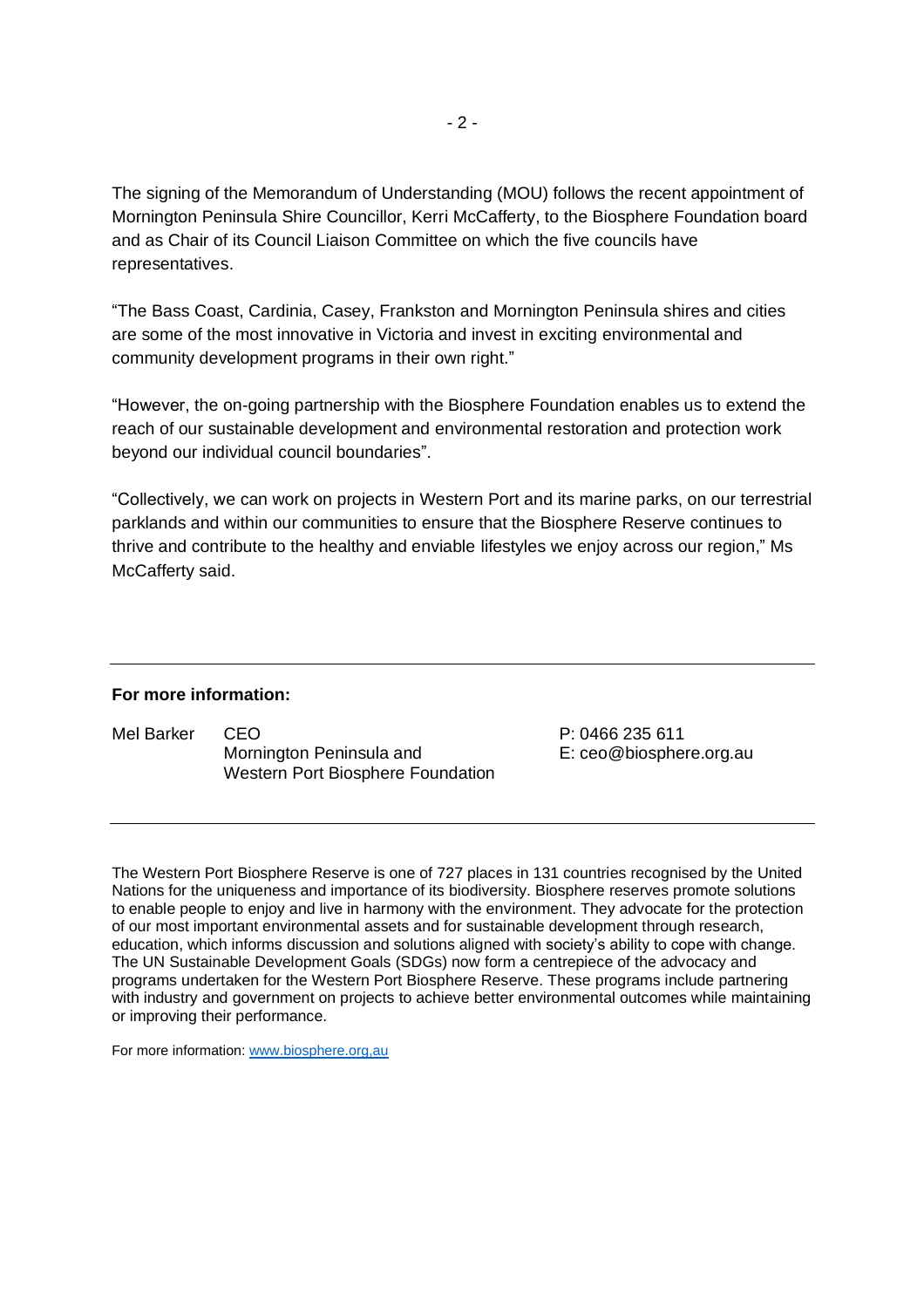The signing of the Memorandum of Understanding (MOU) follows the recent appointment of Mornington Peninsula Shire Councillor, Kerri McCafferty, to the Biosphere Foundation board and as Chair of its Council Liaison Committee on which the five councils have representatives.

"The Bass Coast, Cardinia, Casey, Frankston and Mornington Peninsula shires and cities are some of the most innovative in Victoria and invest in exciting environmental and community development programs in their own right."

"However, the on-going partnership with the Biosphere Foundation enables us to extend the reach of our sustainable development and environmental restoration and protection work beyond our individual council boundaries".

"Collectively, we can work on projects in Western Port and its marine parks, on our terrestrial parklands and within our communities to ensure that the Biosphere Reserve continues to thrive and contribute to the healthy and enviable lifestyles we enjoy across our region," Ms McCafferty said.

---

**For more information:**

| | | |
|---|---|---|
| Mel Barker | CEO<br>Mornington Peninsula and<br>Western Port Biosphere Foundation | P: 0466 235 611<br>E: ceo@biosphere.org.au |

---

The Western Port Biosphere Reserve is one of 727 places in 131 countries recognised by the United Nations for the uniqueness and importance of its biodiversity. Biosphere reserves promote solutions to enable people to enjoy and live in harmony with the environment. They advocate for the protection of our most important environmental assets and for sustainable development through research, education, which informs discussion and solutions aligned with society's ability to cope with change. The UN Sustainable Development Goals (SDGs) now form a centrepiece of the advocacy and programs undertaken for the Western Port Biosphere Reserve. These programs include partnering with industry and government on projects to achieve better environmental outcomes while maintaining or improving their performance.

For more information: www.biosphere.org,au